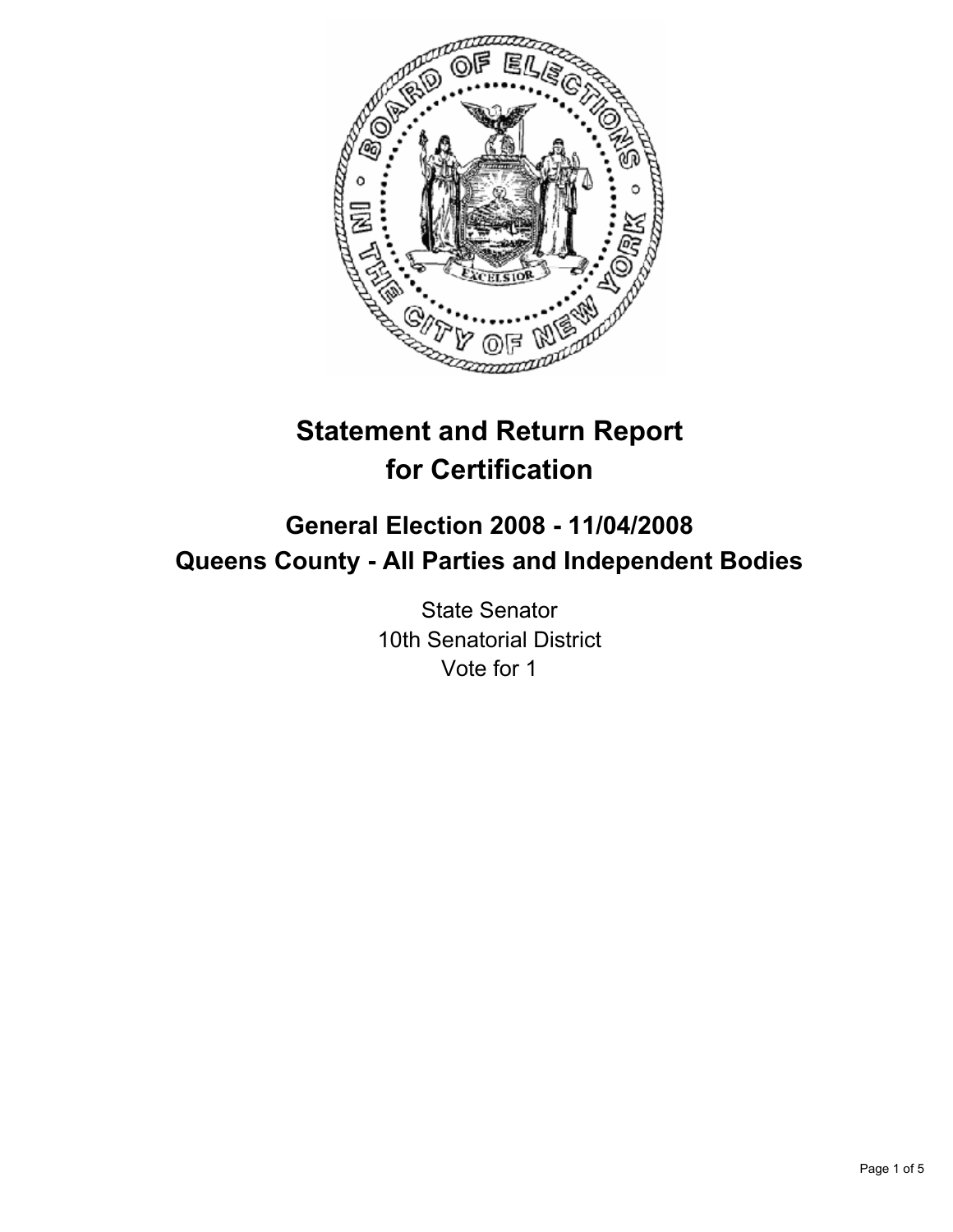# Statement and Return Report for Certification

## General Election 2008 - 11/04/2008
## Queens County - All Parties and Independent Bodies

State Senator
10th Senatorial District
Vote for 1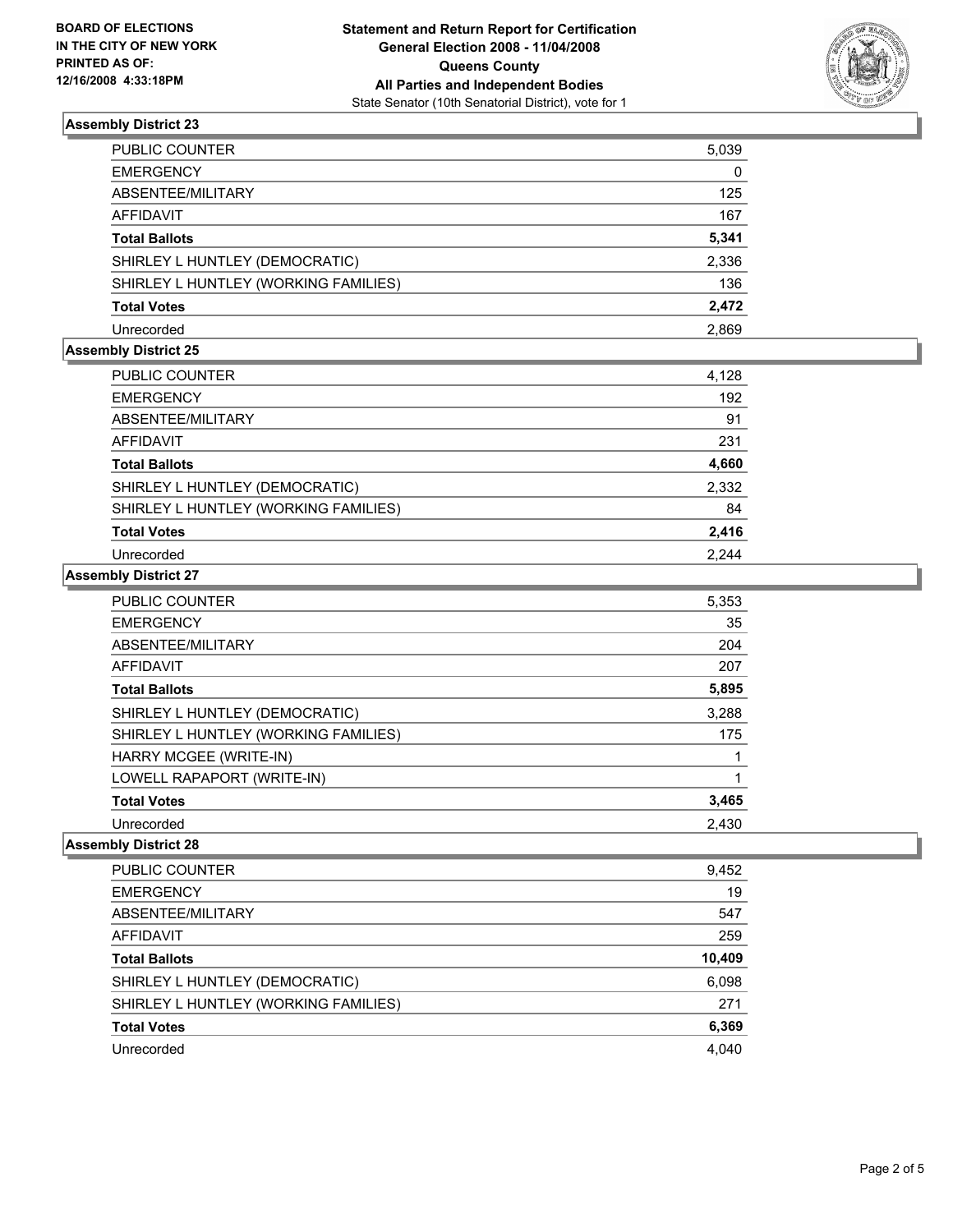**BOARD OF ELECTIONS IN THE CITY OF NEW YORK PRINTED AS OF: 12/16/2008 4:33:18PM**

**Statement and Return Report for Certification General Election 2008 - 11/04/2008 Queens County All Parties and Independent Bodies**
State Senator (10th Senatorial District), vote for 1

### Assembly District 23

| | |
|---|---|
| PUBLIC COUNTER | 5,039 |
| EMERGENCY | 0 |
| ABSENTEE/MILITARY | 125 |
| AFFIDAVIT | 167 |
| **Total Ballots** | **5,341** |
| SHIRLEY L HUNTLEY (DEMOCRATIC) | 2,336 |
| SHIRLEY L HUNTLEY (WORKING FAMILIES) | 136 |
| **Total Votes** | **2,472** |
| Unrecorded | 2,869 |

### Assembly District 25

| | |
|---|---|
| PUBLIC COUNTER | 4,128 |
| EMERGENCY | 192 |
| ABSENTEE/MILITARY | 91 |
| AFFIDAVIT | 231 |
| **Total Ballots** | **4,660** |
| SHIRLEY L HUNTLEY (DEMOCRATIC) | 2,332 |
| SHIRLEY L HUNTLEY (WORKING FAMILIES) | 84 |
| **Total Votes** | **2,416** |
| Unrecorded | 2,244 |

### Assembly District 27

| | |
|---|---|
| PUBLIC COUNTER | 5,353 |
| EMERGENCY | 35 |
| ABSENTEE/MILITARY | 204 |
| AFFIDAVIT | 207 |
| **Total Ballots** | **5,895** |
| SHIRLEY L HUNTLEY (DEMOCRATIC) | 3,288 |
| SHIRLEY L HUNTLEY (WORKING FAMILIES) | 175 |
| HARRY MCGEE (WRITE-IN) | 1 |
| LOWELL RAPAPORT (WRITE-IN) | 1 |
| **Total Votes** | **3,465** |
| Unrecorded | 2,430 |

### Assembly District 28

| | |
|---|---|
| PUBLIC COUNTER | 9,452 |
| EMERGENCY | 19 |
| ABSENTEE/MILITARY | 547 |
| AFFIDAVIT | 259 |
| **Total Ballots** | **10,409** |
| SHIRLEY L HUNTLEY (DEMOCRATIC) | 6,098 |
| SHIRLEY L HUNTLEY (WORKING FAMILIES) | 271 |
| **Total Votes** | **6,369** |
| Unrecorded | 4,040 |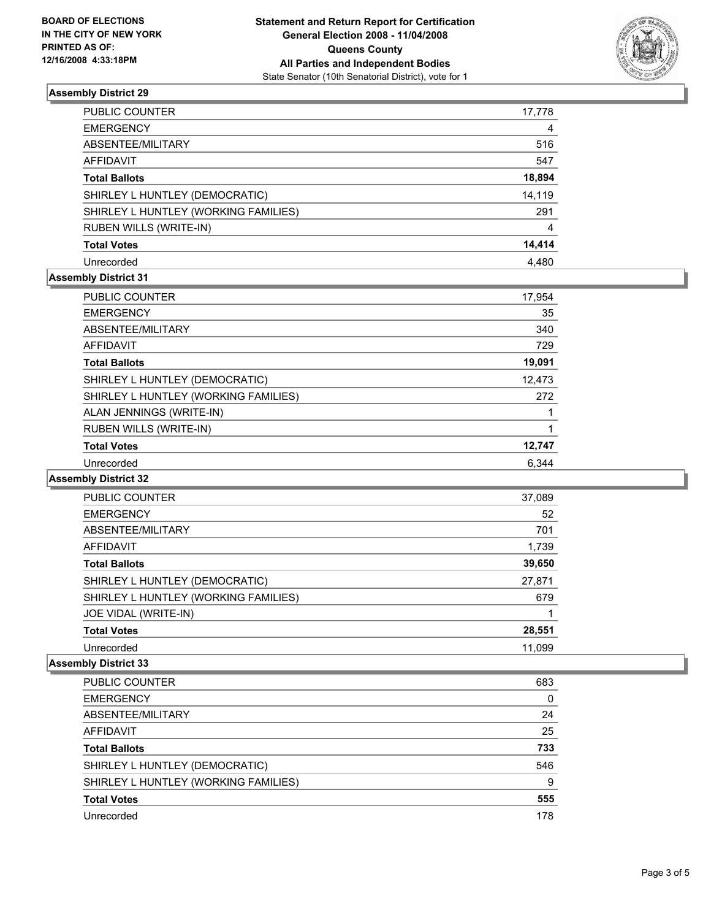**BOARD OF ELECTIONS IN THE CITY OF NEW YORK PRINTED AS OF: 12/16/2008 4:33:18PM**

**Statement and Return Report for Certification General Election 2008 - 11/04/2008 Queens County All Parties and Independent Bodies**

State Senator (10th Senatorial District), vote for 1

### Assembly District 29

| | |
|---|---|
| PUBLIC COUNTER | 17,778 |
| EMERGENCY | 4 |
| ABSENTEE/MILITARY | 516 |
| AFFIDAVIT | 547 |
| **Total Ballots** | **18,894** |
| SHIRLEY L HUNTLEY (DEMOCRATIC) | 14,119 |
| SHIRLEY L HUNTLEY (WORKING FAMILIES) | 291 |
| RUBEN WILLS (WRITE-IN) | 4 |
| **Total Votes** | **14,414** |
| Unrecorded | 4,480 |

### Assembly District 31

| | |
|---|---|
| PUBLIC COUNTER | 17,954 |
| EMERGENCY | 35 |
| ABSENTEE/MILITARY | 340 |
| AFFIDAVIT | 729 |
| **Total Ballots** | **19,091** |
| SHIRLEY L HUNTLEY (DEMOCRATIC) | 12,473 |
| SHIRLEY L HUNTLEY (WORKING FAMILIES) | 272 |
| ALAN JENNINGS (WRITE-IN) | 1 |
| RUBEN WILLS (WRITE-IN) | 1 |
| **Total Votes** | **12,747** |
| Unrecorded | 6,344 |

### Assembly District 32

| | |
|---|---|
| PUBLIC COUNTER | 37,089 |
| EMERGENCY | 52 |
| ABSENTEE/MILITARY | 701 |
| AFFIDAVIT | 1,739 |
| **Total Ballots** | **39,650** |
| SHIRLEY L HUNTLEY (DEMOCRATIC) | 27,871 |
| SHIRLEY L HUNTLEY (WORKING FAMILIES) | 679 |
| JOE VIDAL (WRITE-IN) | 1 |
| **Total Votes** | **28,551** |
| Unrecorded | 11,099 |

### Assembly District 33

| | |
|---|---|
| PUBLIC COUNTER | 683 |
| EMERGENCY | 0 |
| ABSENTEE/MILITARY | 24 |
| AFFIDAVIT | 25 |
| **Total Ballots** | **733** |
| SHIRLEY L HUNTLEY (DEMOCRATIC) | 546 |
| SHIRLEY L HUNTLEY (WORKING FAMILIES) | 9 |
| **Total Votes** | **555** |
| Unrecorded | 178 |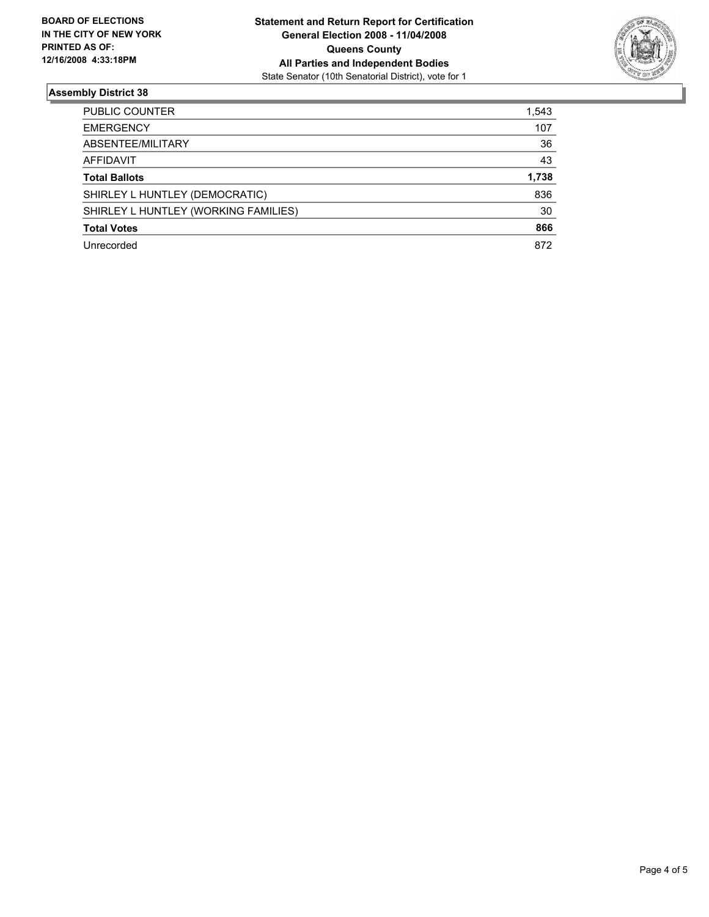**BOARD OF ELECTIONS IN THE CITY OF NEW YORK PRINTED AS OF: 12/16/2008 4:33:18PM**

**Statement and Return Report for Certification**
**General Election 2008 - 11/04/2008**
**Queens County**
**All Parties and Independent Bodies**
State Senator (10th Senatorial District), vote for 1

## Assembly District 38

| | |
|---|---|
| PUBLIC COUNTER | 1,543 |
| EMERGENCY | 107 |
| ABSENTEE/MILITARY | 36 |
| AFFIDAVIT | 43 |
| **Total Ballots** | **1,738** |
| SHIRLEY L HUNTLEY (DEMOCRATIC) | 836 |
| SHIRLEY L HUNTLEY (WORKING FAMILIES) | 30 |
| **Total Votes** | **866** |
| Unrecorded | 872 |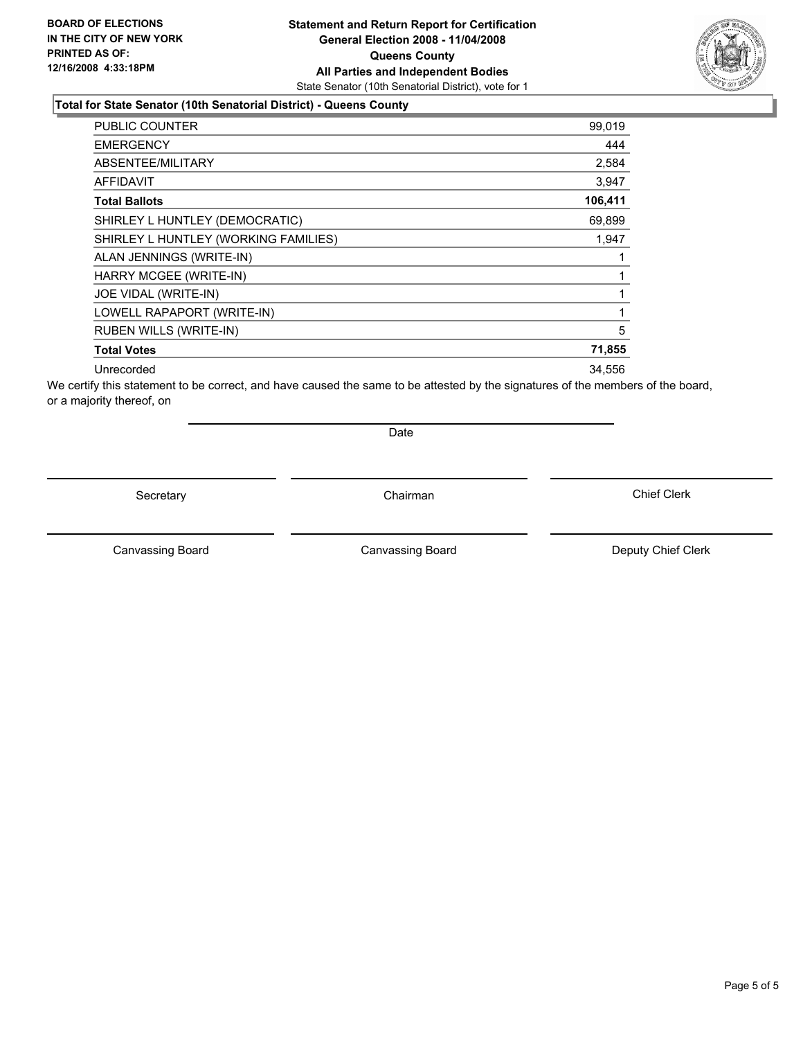**BOARD OF ELECTIONS IN THE CITY OF NEW YORK PRINTED AS OF: 12/16/2008 4:33:18PM**

# Statement and Return Report for Certification
## General Election 2008 - 11/04/2008
## Queens County
## All Parties and Independent Bodies

State Senator (10th Senatorial District), vote for 1

### Total for State Senator (10th Senatorial District) - Queens County

| | |
|---|---|
| PUBLIC COUNTER | 99,019 |
| EMERGENCY | 444 |
| ABSENTEE/MILITARY | 2,584 |
| AFFIDAVIT | 3,947 |
| **Total Ballots** | **106,411** |
| SHIRLEY L HUNTLEY (DEMOCRATIC) | 69,899 |
| SHIRLEY L HUNTLEY (WORKING FAMILIES) | 1,947 |
| ALAN JENNINGS (WRITE-IN) | 1 |
| HARRY MCGEE (WRITE-IN) | 1 |
| JOE VIDAL (WRITE-IN) | 1 |
| LOWELL RAPAPORT (WRITE-IN) | 1 |
| RUBEN WILLS (WRITE-IN) | 5 |
| **Total Votes** | **71,855** |
| Unrecorded | 34,556 |

We certify this statement to be correct, and have caused the same to be attested by the signatures of the members of the board, or a majority thereof, on

Date

Secretary | Chairman | Chief Clerk

Canvassing Board | Canvassing Board | Deputy Chief Clerk